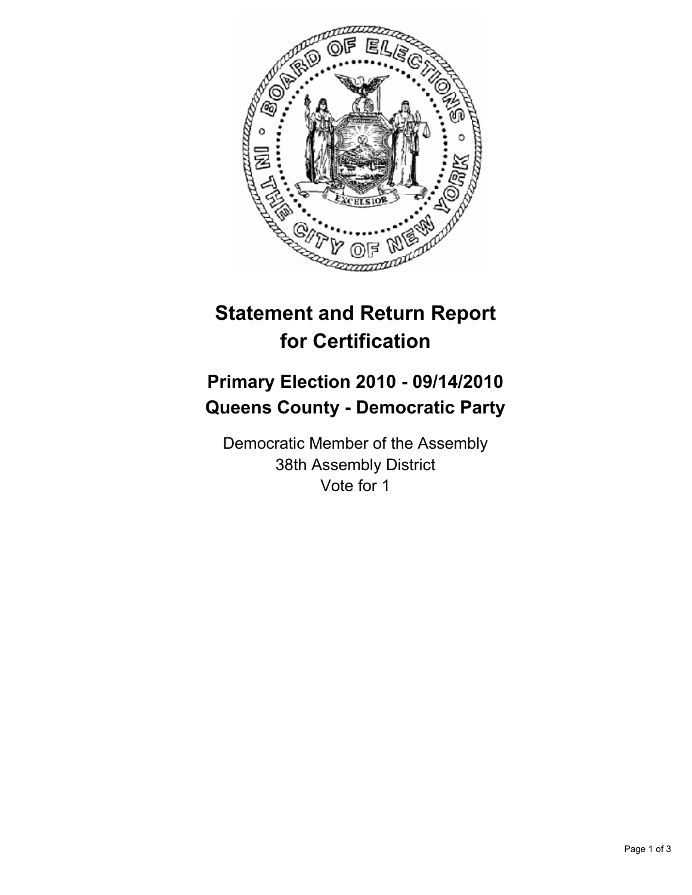# Statement and Return Report for Certification

## Primary Election 2010 - 09/14/2010
## Queens County - Democratic Party

Democratic Member of the Assembly
38th Assembly District
Vote for 1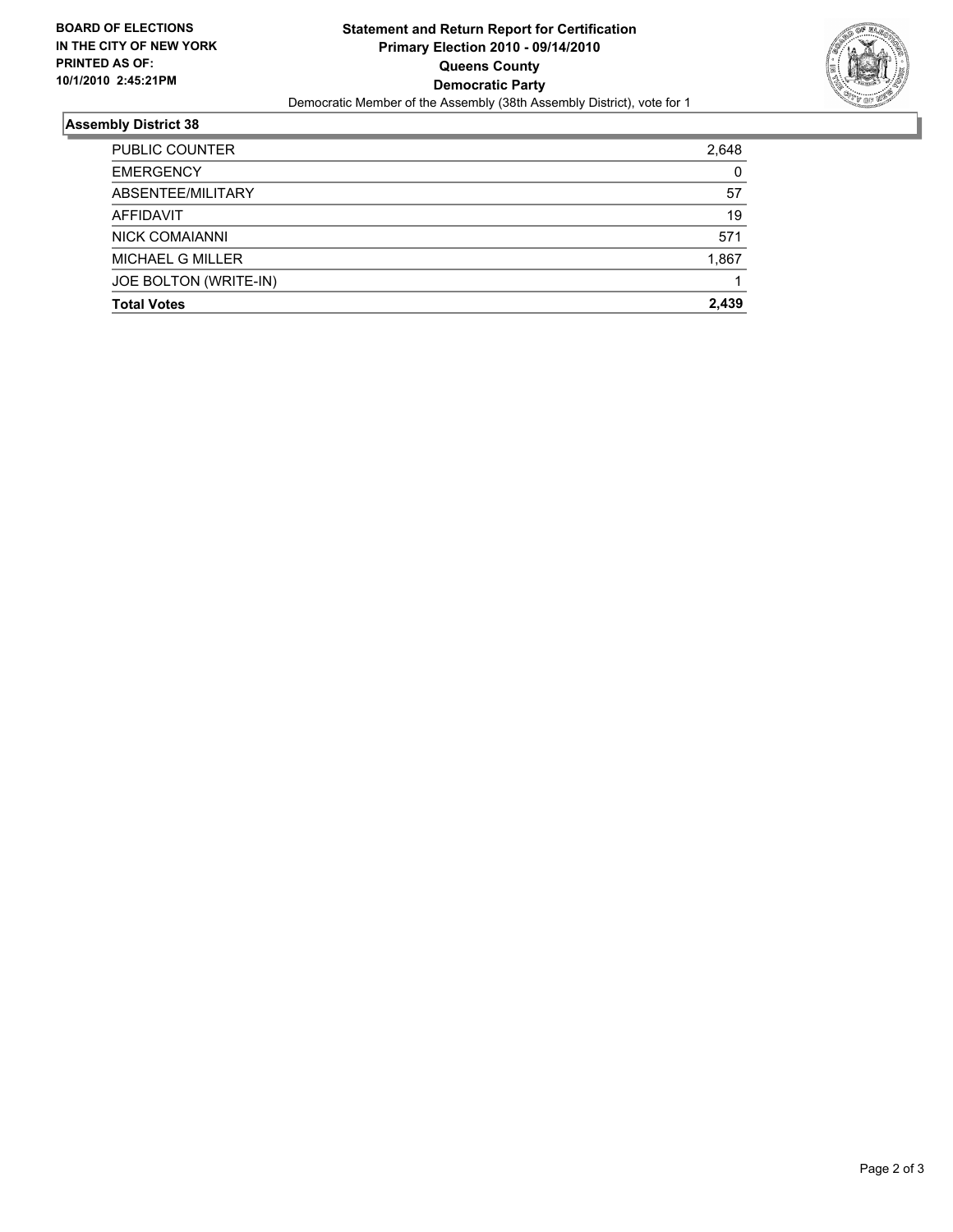**BOARD OF ELECTIONS IN THE CITY OF NEW YORK PRINTED AS OF: 10/1/2010 2:45:21PM**

**Statement and Return Report for Certification**
**Primary Election 2010 - 09/14/2010**
**Queens County**
**Democratic Party**
Democratic Member of the Assembly (38th Assembly District), vote for 1

## Assembly District 38

| | |
|---|---|
| PUBLIC COUNTER | 2,648 |
| EMERGENCY | 0 |
| ABSENTEE/MILITARY | 57 |
| AFFIDAVIT | 19 |
| NICK COMAIANNI | 571 |
| MICHAEL G MILLER | 1,867 |
| JOE BOLTON (WRITE-IN) | 1 |
| **Total Votes** | **2,439** |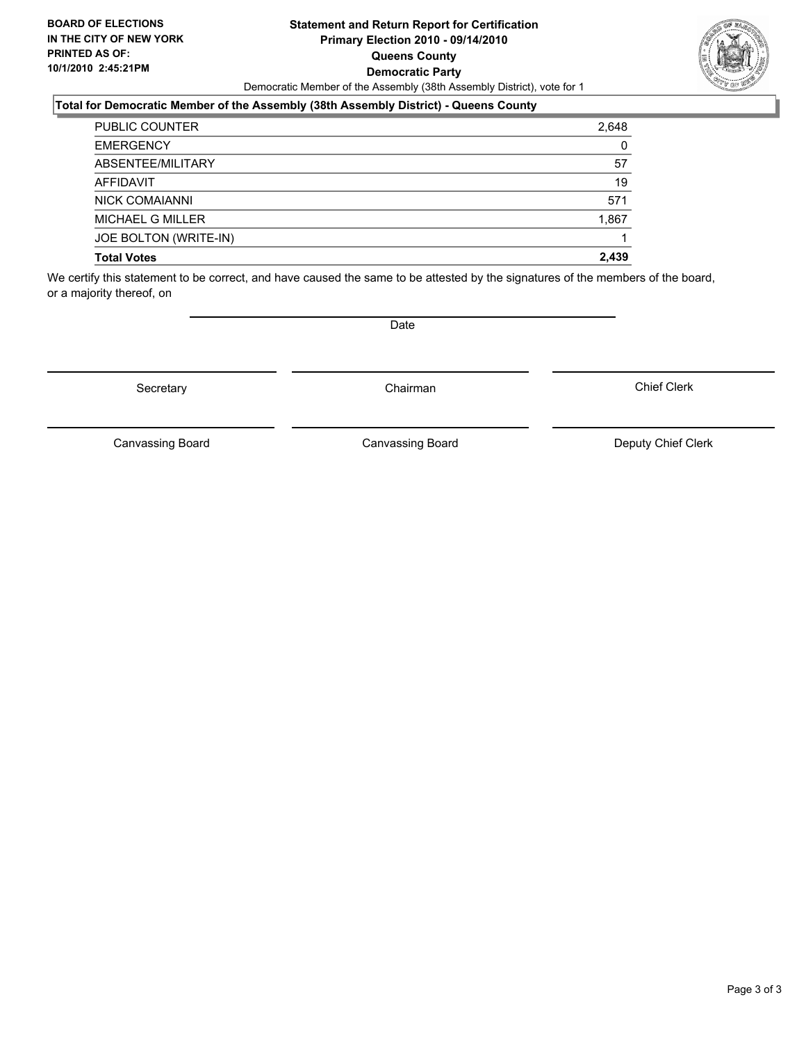**BOARD OF ELECTIONS IN THE CITY OF NEW YORK PRINTED AS OF: 10/1/2010 2:45:21PM**

**Statement and Return Report for Certification**
**Primary Election 2010 - 09/14/2010**
**Queens County**
**Democratic Party**

Democratic Member of the Assembly (38th Assembly District), vote for 1

**Total for Democratic Member of the Assembly (38th Assembly District) - Queens County**

| | |
|---|---|
| PUBLIC COUNTER | 2,648 |
| EMERGENCY | 0 |
| ABSENTEE/MILITARY | 57 |
| AFFIDAVIT | 19 |
| NICK COMAIANNI | 571 |
| MICHAEL G MILLER | 1,867 |
| JOE BOLTON (WRITE-IN) | 1 |
| **Total Votes** | **2,439** |

We certify this statement to be correct, and have caused the same to be attested by the signatures of the members of the board, or a majority thereof, on

Date

Secretary

Chairman

Chief Clerk

Canvassing Board

Canvassing Board

Deputy Chief Clerk